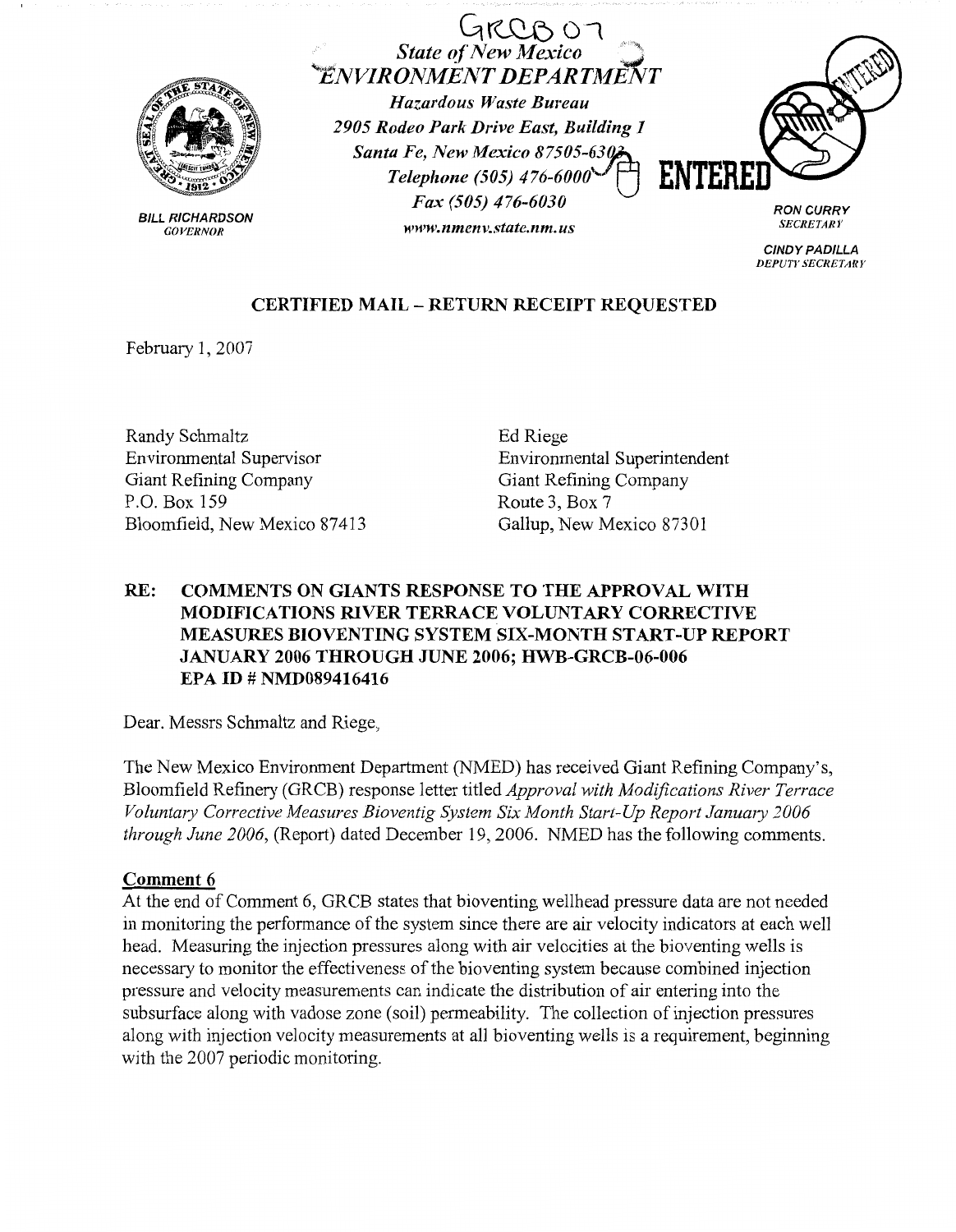GRCB 07

State of New Mexico
ENVIRONMENT DEPARTMENT

Hazardous Waste Bureau
2905 Rodeo Park Drive East, Building 1
Santa Fe, New Mexico 87505-6303
Telephone (505) 476-6000
Fax (505) 476-6030
www.nmenv.state.nm.us

BILL RICHARDSON
GOVERNOR

RON CURRY
SECRETARY

CINDY PADILLA
DEPUTY SECRETARY

ENTERED

**CERTIFIED MAIL – RETURN RECEIPT REQUESTED**

February 1, 2007

Randy Schmaltz
Environmental Supervisor
Giant Refining Company
P.O. Box 159
Bloomfield, New Mexico 87413

Ed Riege
Environmental Superintendent
Giant Refining Company
Route 3, Box 7
Gallup, New Mexico 87301

**RE: COMMENTS ON GIANTS RESPONSE TO THE APPROVAL WITH MODIFICATIONS RIVER TERRACE VOLUNTARY CORRECTIVE MEASURES BIOVENTING SYSTEM SIX-MONTH START-UP REPORT JANUARY 2006 THROUGH JUNE 2006; HWB-GRCB-06-006 EPA ID # NMD089416416**

Dear. Messrs Schmaltz and Riege,

The New Mexico Environment Department (NMED) has received Giant Refining Company's, Bloomfield Refinery (GRCB) response letter titled *Approval with Modifications River Terrace Voluntary Corrective Measures Bioventig System Six Month Start-Up Report January 2006 through June 2006*, (Report) dated December 19, 2006. NMED has the following comments.

**Comment 6**

At the end of Comment 6, GRCB states that bioventing wellhead pressure data are not needed in monitoring the performance of the system since there are air velocity indicators at each well head. Measuring the injection pressures along with air velocities at the bioventing wells is necessary to monitor the effectiveness of the bioventing system because combined injection pressure and velocity measurements can indicate the distribution of air entering into the subsurface along with vadose zone (soil) permeability. The collection of injection pressures along with injection velocity measurements at all bioventing wells is a requirement, beginning with the 2007 periodic monitoring.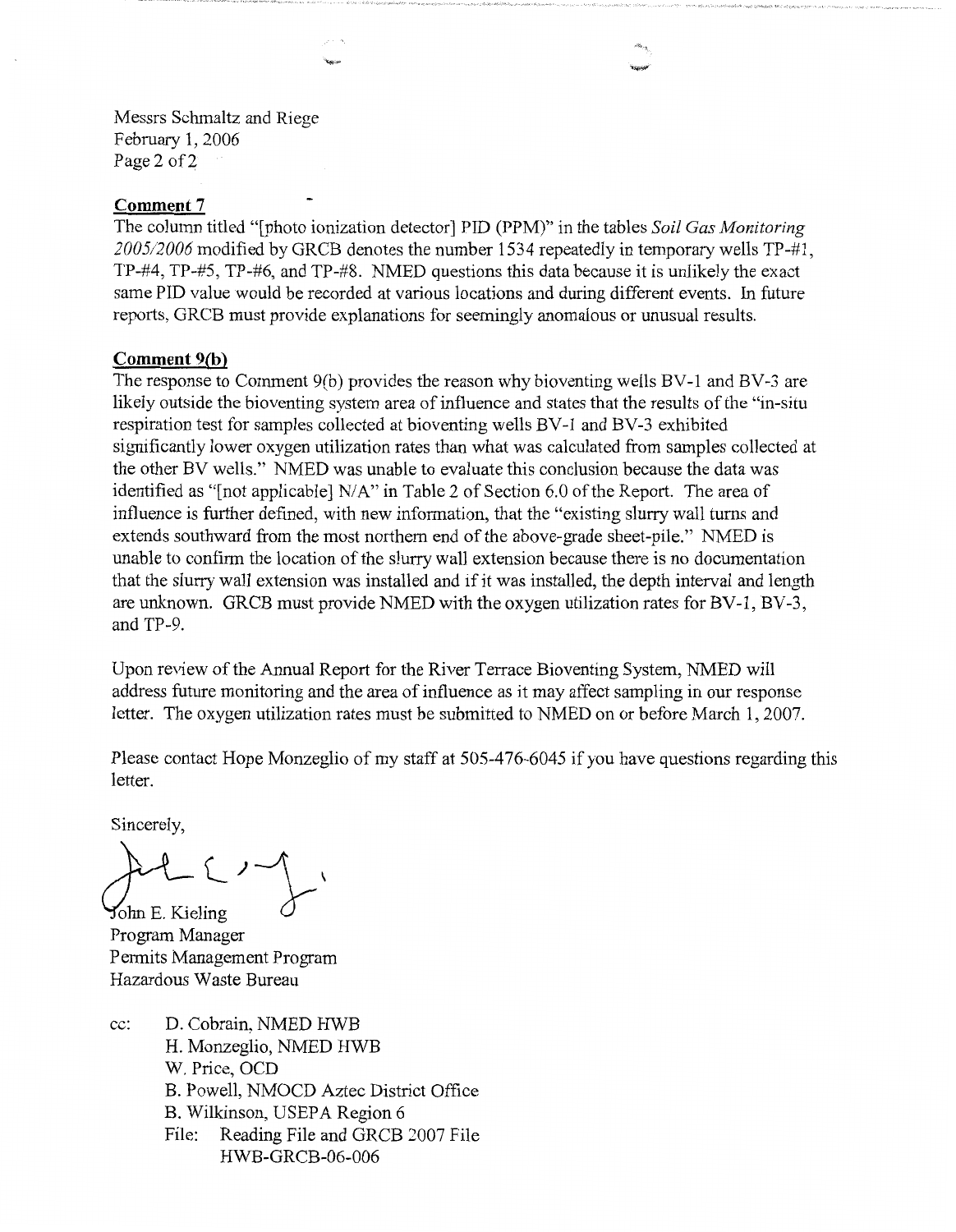Messrs Schmaltz and Riege
February 1, 2006

**Comment 7**

The column titled "[photo ionization detector] PID (PPM)" in the tables *Soil Gas Monitoring 2005/2006* modified by GRCB denotes the number 1534 repeatedly in temporary wells TP-#1, TP-#4, TP-#5, TP-#6, and TP-#8. NMED questions this data because it is unlikely the exact same PID value would be recorded at various locations and during different events. In future reports, GRCB must provide explanations for seemingly anomalous or unusual results.

**Comment 9(b)**

The response to Comment 9(b) provides the reason why bioventing wells BV-1 and BV-3 are likely outside the bioventing system area of influence and states that the results of the "in-situ respiration test for samples collected at bioventing wells BV-1 and BV-3 exhibited significantly lower oxygen utilization rates than what was calculated from samples collected at the other BV wells." NMED was unable to evaluate this conclusion because the data was identified as "[not applicable] N/A" in Table 2 of Section 6.0 of the Report. The area of influence is further defined, with new information, that the "existing slurry wall turns and extends southward from the most northern end of the above-grade sheet-pile." NMED is unable to confirm the location of the slurry wall extension because there is no documentation that the slurry wall extension was installed and if it was installed, the depth interval and length are unknown. GRCB must provide NMED with the oxygen utilization rates for BV-1, BV-3, and TP-9.

Upon review of the Annual Report for the River Terrace Bioventing System, NMED will address future monitoring and the area of influence as it may affect sampling in our response letter. The oxygen utilization rates must be submitted to NMED on or before March 1, 2007.

Please contact Hope Monzeglio of my staff at 505-476-6045 if you have questions regarding this letter.

Sincerely,

John E. Kieling
Program Manager
Permits Management Program
Hazardous Waste Bureau

cc: D. Cobrain, NMED HWB
H. Monzeglio, NMED HWB
W. Price, OCD
B. Powell, NMOCD Aztec District Office
B. Wilkinson, USEPA Region 6
File: Reading File and GRCB 2007 File
HWB-GRCB-06-006